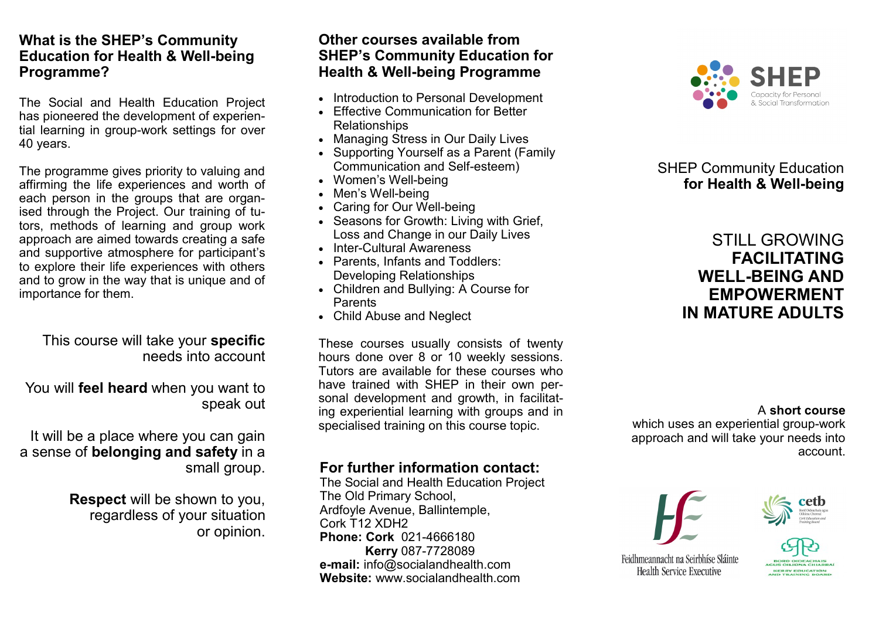## What is the SHEP's Community Education for Health & Well-being Programme?

The Social and Health Education Project has pioneered the development of experiential learning in group-work settings for over 40 years.

The programme gives priority to valuing and affirming the life experiences and worth of each person in the groups that are organised through the Project. Our training of tutors, methods of learning and group work approach are aimed towards creating a safe and supportive atmosphere for participant's to explore their life experiences with others and to grow in the way that is unique and of importance for them.

This course will take your **specific** needs into account

You will **feel heard** when you want to speak out

It will be a place where you can gain a sense of **belonging and safety** in a small group.

**Respect** will be shown to you, regardless of your situation or opinion.

## Other courses available from SHEP's Community Education for Health & Well-being Programme

- Introduction to Personal Development
- Effective Communication for Better Relationships
- Managing Stress in Our Daily Lives
- Supporting Yourself as a Parent (Family Communication and Self-esteem)
- Women's Well-being
- Men's Well-being
- Caring for Our Well-being
- Seasons for Growth: Living with Grief, Loss and Change in our Daily Lives
- Inter-Cultural Awareness
- Parents, Infants and Toddlers: Developing Relationships
- Children and Bullying: A Course for Parents
- Child Abuse and Neglect

These courses usually consists of twenty hours done over 8 or 10 weekly sessions. Tutors are available for these courses who have trained with SHEP in their own personal development and growth, in facilitating experiential learning with groups and in specialised training on this course topic.

## For further information contact:

The Social and Health Education Project
The Old Primary School,
Ardfoyle Avenue, Ballintemple,
Cork T12 XDH2
**Phone: Cork** 021-4666180
**Kerry** 087-7728089
**e-mail:** info@socialandhealth.com
**Website:** www.socialandhealth.com

SHEP
Capacity for Personal & Social Transformation

SHEP Community Education **for Health & Well-being**

# STILL GROWING **FACILITATING WELL-BEING AND EMPOWERMENT IN MATURE ADULTS**

A **short course** which uses an experiential group-work approach and will take your needs into account.

Feidhmeannacht na Seirbhíse Sláinte
Health Service Executive

cetb
Bord Oideachais agus Oiliúna Chorcaí
Cork Education and Training Board

BORD OIDEACHAIS AGUS OILIÚNA CHIARRAÍ
KERRY EDUCATION AND TRAINING BOARD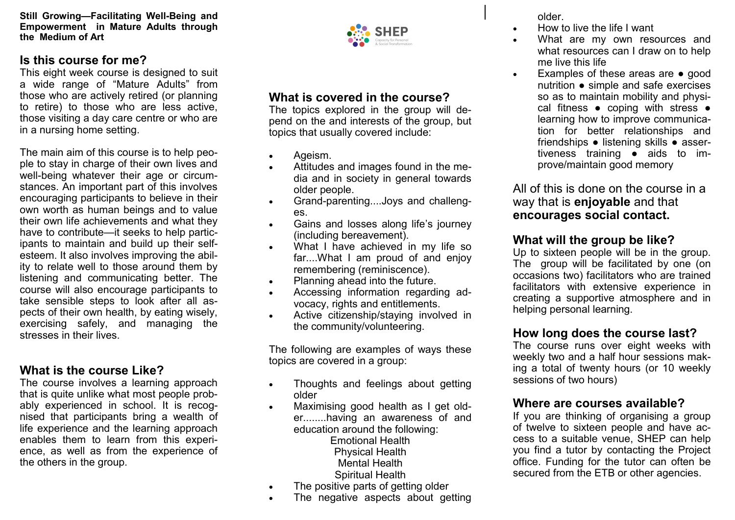**Still Growing—Facilitating Well-Being and Empowerment in Mature Adults through the Medium of Art**

## Is this course for me?

This eight week course is designed to suit a wide range of "Mature Adults" from those who are actively retired (or planning to retire) to those who are less active, those visiting a day care centre or who are in a nursing home setting.

The main aim of this course is to help people to stay in charge of their own lives and well-being whatever their age or circumstances. An important part of this involves encouraging participants to believe in their own worth as human beings and to value their own life achievements and what they have to contribute—it seeks to help participants to maintain and build up their self-esteem. It also involves improving the ability to relate well to those around them by listening and communicating better. The course will also encourage participants to take sensible steps to look after all aspects of their own health, by eating wisely, exercising safely, and managing the stresses in their lives.

## What is the course Like?

The course involves a learning approach that is quite unlike what most people probably experienced in school. It is recognised that participants bring a wealth of life experience and the learning approach enables them to learn from this experience, as well as from the experience of the others in the group.

SHEP
Capacity for Personal & Social Transformation

## What is covered in the course?

The topics explored in the group will depend on the and interests of the group, but topics that usually covered include:

- Ageism.
- Attitudes and images found in the media and in society in general towards older people.
- Grand-parenting....Joys and challenges.
- Gains and losses along life's journey (including bereavement).
- What I have achieved in my life so far....What I am proud of and enjoy remembering (reminiscence).
- Planning ahead into the future.
- Accessing information regarding advocacy, rights and entitlements.
- Active citizenship/staying involved in the community/volunteering.

The following are examples of ways these topics are covered in a group:

- Thoughts and feelings about getting older
- Maximising good health as I get older........having an awareness of and education around the following:
  - Emotional Health
  - Physical Health
  - Mental Health
  - Spiritual Health
- The positive parts of getting older
- The negative aspects about getting older.
- How to live the life I want
- What are my own resources and what resources can I draw on to help me live this life
- Examples of these areas are ● good nutrition ● simple and safe exercises so as to maintain mobility and physical fitness ● coping with stress ● learning how to improve communication for better relationships and friendships ● listening skills ● assertiveness training ● aids to improve/maintain good memory

All of this is done on the course in a way that is **enjoyable** and that **encourages social contact.**

## What will the group be like?

Up to sixteen people will be in the group. The group will be facilitated by one (on occasions two) facilitators who are trained facilitators with extensive experience in creating a supportive atmosphere and in helping personal learning.

## How long does the course last?

The course runs over eight weeks with weekly two and a half hour sessions making a total of twenty hours (or 10 weekly sessions of two hours)

## Where are courses available?

If you are thinking of organising a group of twelve to sixteen people and have access to a suitable venue, SHEP can help you find a tutor by contacting the Project office. Funding for the tutor can often be secured from the ETB or other agencies.